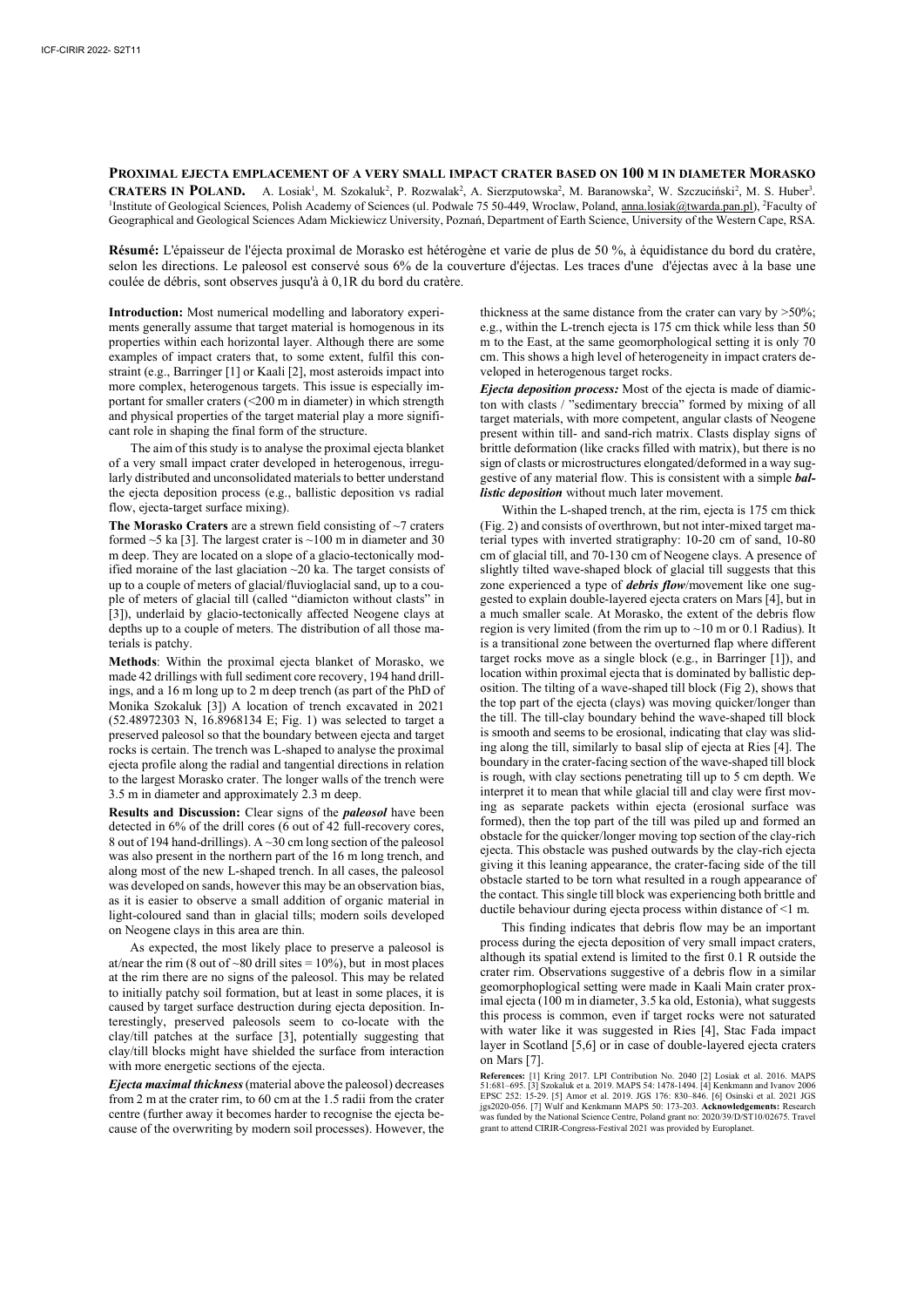# Proximal ejecta emplacement of a very small impact crater based on 100 m in diameter Morasko craters in Poland.

A. Losiak[1], M. Szokaluk[2], P. Rozwalak[2], A. Sierzputowska[2], M. Baranowska[2], W. Szczuciński[2], M. S. Huber[3]. [1]Institute of Geological Sciences, Polish Academy of Sciences (ul. Podwale 75 50-449, Wroclaw, Poland, anna.losiak@twarda.pan.pl), [2]Faculty of Geographical and Geological Sciences Adam Mickiewicz University, Poznań, Department of Earth Science, University of the Western Cape, RSA.

**Résumé:** L'épaisseur de l'éjecta proximal de Morasko est hétérogène et varie de plus de 50 %, à équidistance du bord du cratère, selon les directions. Le paleosol est conservé sous 6% de la couverture d'éjectas. Les traces d'une d'éjectas avec à la base une coulée de débris, sont observes jusqu'à à 0,1R du bord du cratère.

**Introduction:** Most numerical modelling and laboratory experiments generally assume that target material is homogenous in its properties within each horizontal layer. Although there are some examples of impact craters that, to some extent, fulfil this constraint (e.g., Barringer [1] or Kaali [2], most asteroids impact into more complex, heterogenous targets. This issue is especially important for smaller craters (<200 m in diameter) in which strength and physical properties of the target material play a more significant role in shaping the final form of the structure.

The aim of this study is to analyse the proximal ejecta blanket of a very small impact crater developed in heterogenous, irregularly distributed and unconsolidated materials to better understand the ejecta deposition process (e.g., ballistic deposition vs radial flow, ejecta-target surface mixing).

**The Morasko Craters** are a strewn field consisting of ~7 craters formed ~5 ka [3]. The largest crater is ~100 m in diameter and 30 m deep. They are located on a slope of a glacio-tectonically modified moraine of the last glaciation ~20 ka. The target consists of up to a couple of meters of glacial/fluvioglacial sand, up to a couple of meters of glacial till (called "diamicton without clasts" in [3]), underlaid by glacio-tectonically affected Neogene clays at depths up to a couple of meters. The distribution of all those materials is patchy.

**Methods**: Within the proximal ejecta blanket of Morasko, we made 42 drillings with full sediment core recovery, 194 hand drillings, and a 16 m long up to 2 m deep trench (as part of the PhD of Monika Szokaluk [3]) A location of trench excavated in 2021 (52.48972303 N, 16.8968134 E; Fig. 1) was selected to target a preserved paleosol so that the boundary between ejecta and target rocks is certain. The trench was L-shaped to analyse the proximal ejecta profile along the radial and tangential directions in relation to the largest Morasko crater. The longer walls of the trench were 3.5 m in diameter and approximately 2.3 m deep.

**Results and Discussion:** Clear signs of the ***paleosol*** have been detected in 6% of the drill cores (6 out of 42 full-recovery cores, 8 out of 194 hand-drillings). A ~30 cm long section of the paleosol was also present in the northern part of the 16 m long trench, and along most of the new L-shaped trench. In all cases, the paleosol was developed on sands, however this may be an observation bias, as it is easier to observe a small addition of organic material in light-coloured sand than in glacial tills; modern soils developed on Neogene clays in this area are thin.

As expected, the most likely place to preserve a paleosol is at/near the rim (8 out of ~80 drill sites = 10%), but in most places at the rim there are no signs of the paleosol. This may be related to initially patchy soil formation, but at least in some places, it is caused by target surface destruction during ejecta deposition. Interestingly, preserved paleosols seem to co-locate with the clay/till patches at the surface [3], potentially suggesting that clay/till blocks might have shielded the surface from interaction with more energetic sections of the ejecta.

***Ejecta maximal thickness*** (material above the paleosol) decreases from 2 m at the crater rim, to 60 cm at the 1.5 radii from the crater centre (further away it becomes harder to recognise the ejecta because of the overwriting by modern soil processes). However, the thickness at the same distance from the crater can vary by >50%; e.g., within the L-trench ejecta is 175 cm thick while less than 50 m to the East, at the same geomorphological setting it is only 70 cm. This shows a high level of heterogeneity in impact craters developed in heterogenous target rocks.

***Ejecta deposition process:*** Most of the ejecta is made of diamicton with clasts / "sedimentary breccia" formed by mixing of all target materials, with more competent, angular clasts of Neogene present within till- and sand-rich matrix. Clasts display signs of brittle deformation (like cracks filled with matrix), but there is no sign of clasts or microstructures elongated/deformed in a way suggestive of any material flow. This is consistent with a simple ***ballistic deposition*** without much later movement.

Within the L-shaped trench, at the rim, ejecta is 175 cm thick (Fig. 2) and consists of overthrown, but not inter-mixed target material types with inverted stratigraphy: 10-20 cm of sand, 10-80 cm of glacial till, and 70-130 cm of Neogene clays. A presence of slightly tilted wave-shaped block of glacial till suggests that this zone experienced a type of ***debris flow***/movement like one suggested to explain double-layered ejecta craters on Mars [4], but in a much smaller scale. At Morasko, the extent of the debris flow region is very limited (from the rim up to ~10 m or 0.1 Radius). It is a transitional zone between the overturned flap where different target rocks move as a single block (e.g., in Barringer [1]), and location within proximal ejecta that is dominated by ballistic deposition. The tilting of a wave-shaped till block (Fig 2), shows that the top part of the ejecta (clays) was moving quicker/longer than the till. The till-clay boundary behind the wave-shaped till block is smooth and seems to be erosional, indicating that clay was sliding along the till, similarly to basal slip of ejecta at Ries [4]. The boundary in the crater-facing section of the wave-shaped till block is rough, with clay sections penetrating till up to 5 cm depth. We interpret it to mean that while glacial till and clay were first moving as separate packets within ejecta (erosional surface was formed), then the top part of the till was piled up and formed an obstacle for the quicker/longer moving top section of the clay-rich ejecta. This obstacle was pushed outwards by the clay-rich ejecta giving it this leaning appearance, the crater-facing side of the till obstacle started to be torn what resulted in a rough appearance of the contact. This single till block was experiencing both brittle and ductile behaviour during ejecta process within distance of <1 m.

This finding indicates that debris flow may be an important process during the ejecta deposition of very small impact craters, although its spatial extend is limited to the first 0.1 R outside the crater rim. Observations suggestive of a debris flow in a similar geomorphoplogical setting were made in Kaali Main crater proximal ejecta (100 m in diameter, 3.5 ka old, Estonia), what suggests this process is common, even if target rocks were not saturated with water like it was suggested in Ries [4], Stac Fada impact layer in Scotland [5,6] or in case of double-layered ejecta craters on Mars [7].

**References:** [1] Kring 2017. LPI Contribution No. 2040 [2] Losiak et al. 2016. MAPS 51:681–695. [3] Szokaluk et a. 2019. MAPS 54: 1478-1494. [4] Kenkmann and Ivanov 2006 EPSC 252: 15-29. [5] Amor et al. 2019. JGS 176: 830–846. [6] Osinski et al. 2021 JGS jgs2020-056. [7] Wulf and Kenkmann MAPS 50: 173-203. **Acknowledgements:** Research was funded by the National Science Centre, Poland grant no: 2020/39/D/ST10/02675. Travel grant to attend CIRIR-Congress-Festival 2021 was provided by Europlanet.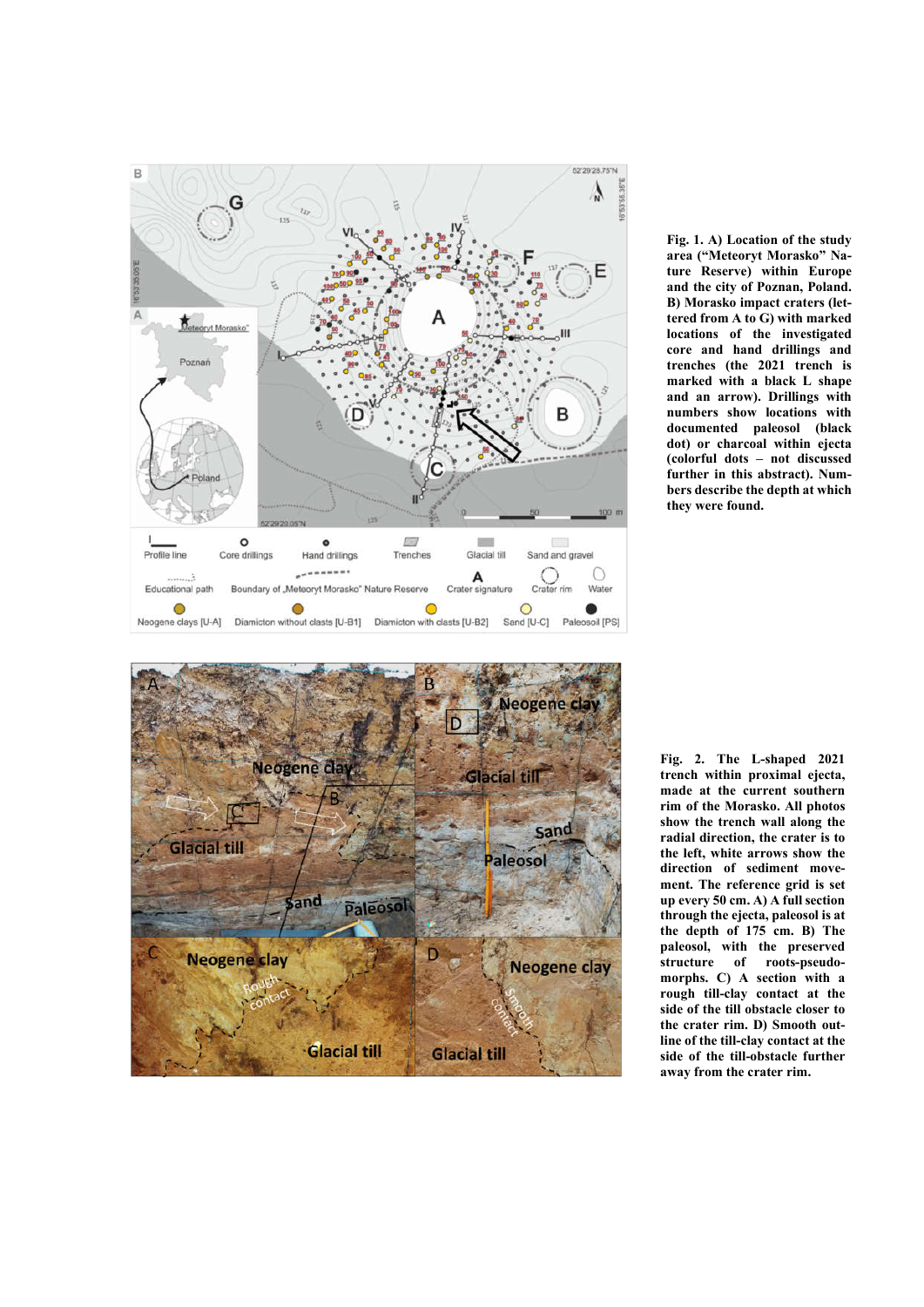**Fig. 1. A) Location of the study area ("Meteoryt Morasko" Nature Reserve) within Europe and the city of Poznan, Poland. B) Morasko impact craters (lettered from A to G) with marked locations of the investigated core and hand drillings and trenches (the 2021 trench is marked with a black L shape and an arrow). Drillings with numbers show locations with documented paleosol (black dot) or charcoal within ejecta (colorful dots – not discussed further in this abstract). Numbers describe the depth at which they were found.**

**Fig. 2. The L-shaped 2021 trench within proximal ejecta, made at the current southern rim of the Morasko. All photos show the trench wall along the radial direction, the crater is to the left, white arrows show the direction of sediment movement. The reference grid is set up every 50 cm. A) A full section through the ejecta, paleosol is at the depth of 175 cm. B) The paleosol, with the preserved structure of roots-pseudomorphs. C) A section with a rough till-clay contact at the side of the till obstacle closer to the crater rim. D) Smooth outline of the till-clay contact at the side of the till-obstacle further away from the crater rim.**